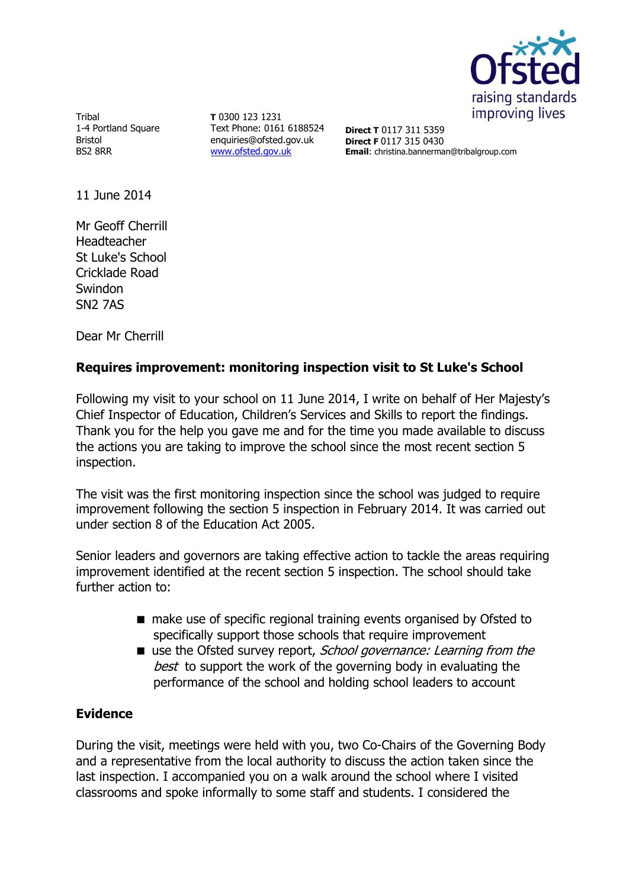Tribal
1-4 Portland Square
Bristol
BS2 8RR

**T** 0300 123 1231
Text Phone: 0161 6188524
enquiries@ofsted.gov.uk
www.ofsted.gov.uk

**Direct T** 0117 311 5359
**Direct F** 0117 315 0430
**Email**: christina.bannerman@tribalgroup.com

11 June 2014

Mr Geoff Cherrill
Headteacher
St Luke's School
Cricklade Road
Swindon
SN2 7AS

Dear Mr Cherrill

**Requires improvement: monitoring inspection visit to St Luke's School**

Following my visit to your school on 11 June 2014, I write on behalf of Her Majesty's Chief Inspector of Education, Children's Services and Skills to report the findings. Thank you for the help you gave me and for the time you made available to discuss the actions you are taking to improve the school since the most recent section 5 inspection.

The visit was the first monitoring inspection since the school was judged to require improvement following the section 5 inspection in February 2014. It was carried out under section 8 of the Education Act 2005.

Senior leaders and governors are taking effective action to tackle the areas requiring improvement identified at the recent section 5 inspection. The school should take further action to:

- make use of specific regional training events organised by Ofsted to specifically support those schools that require improvement
- use the Ofsted survey report, *School governance: Learning from the best* to support the work of the governing body in evaluating the performance of the school and holding school leaders to account

**Evidence**

During the visit, meetings were held with you, two Co-Chairs of the Governing Body and a representative from the local authority to discuss the action taken since the last inspection. I accompanied you on a walk around the school where I visited classrooms and spoke informally to some staff and students. I considered the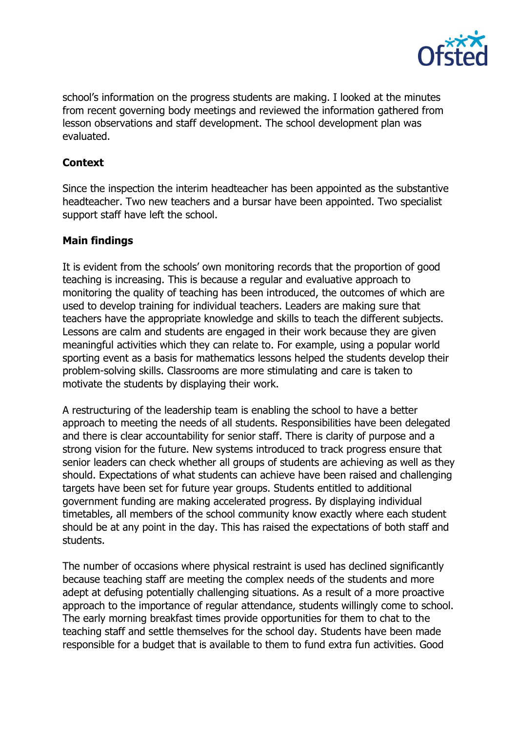school's information on the progress students are making. I looked at the minutes from recent governing body meetings and reviewed the information gathered from lesson observations and staff development. The school development plan was evaluated.

**Context**

Since the inspection the interim headteacher has been appointed as the substantive headteacher. Two new teachers and a bursar have been appointed. Two specialist support staff have left the school.

**Main findings**

It is evident from the schools' own monitoring records that the proportion of good teaching is increasing. This is because a regular and evaluative approach to monitoring the quality of teaching has been introduced, the outcomes of which are used to develop training for individual teachers. Leaders are making sure that teachers have the appropriate knowledge and skills to teach the different subjects. Lessons are calm and students are engaged in their work because they are given meaningful activities which they can relate to. For example, using a popular world sporting event as a basis for mathematics lessons helped the students develop their problem-solving skills. Classrooms are more stimulating and care is taken to motivate the students by displaying their work.

A restructuring of the leadership team is enabling the school to have a better approach to meeting the needs of all students. Responsibilities have been delegated and there is clear accountability for senior staff. There is clarity of purpose and a strong vision for the future. New systems introduced to track progress ensure that senior leaders can check whether all groups of students are achieving as well as they should. Expectations of what students can achieve have been raised and challenging targets have been set for future year groups. Students entitled to additional government funding are making accelerated progress. By displaying individual timetables, all members of the school community know exactly where each student should be at any point in the day. This has raised the expectations of both staff and students.

The number of occasions where physical restraint is used has declined significantly because teaching staff are meeting the complex needs of the students and more adept at defusing potentially challenging situations. As a result of a more proactive approach to the importance of regular attendance, students willingly come to school. The early morning breakfast times provide opportunities for them to chat to the teaching staff and settle themselves for the school day. Students have been made responsible for a budget that is available to them to fund extra fun activities. Good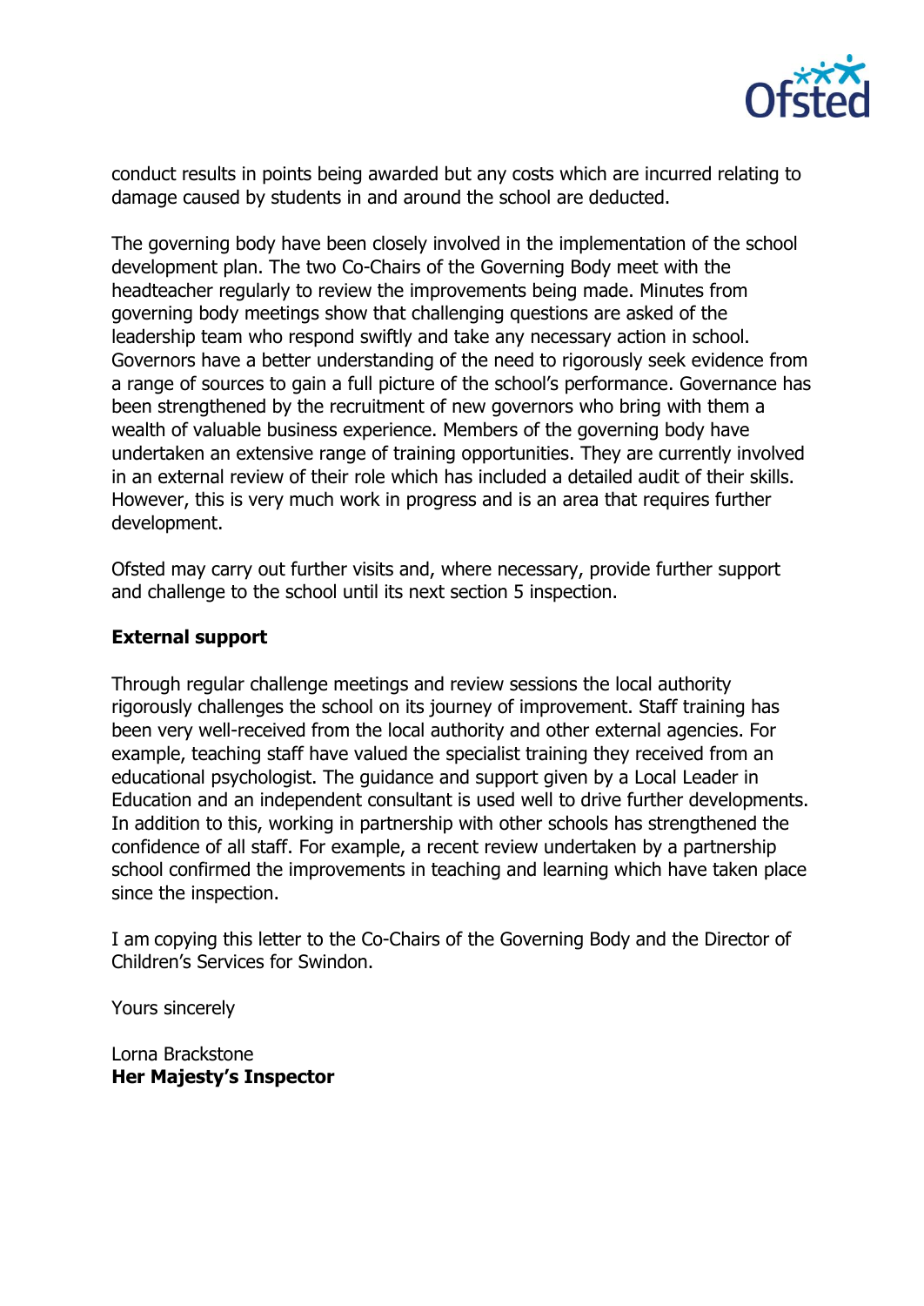conduct results in points being awarded but any costs which are incurred relating to damage caused by students in and around the school are deducted.

The governing body have been closely involved in the implementation of the school development plan. The two Co-Chairs of the Governing Body meet with the headteacher regularly to review the improvements being made. Minutes from governing body meetings show that challenging questions are asked of the leadership team who respond swiftly and take any necessary action in school. Governors have a better understanding of the need to rigorously seek evidence from a range of sources to gain a full picture of the school's performance. Governance has been strengthened by the recruitment of new governors who bring with them a wealth of valuable business experience. Members of the governing body have undertaken an extensive range of training opportunities. They are currently involved in an external review of their role which has included a detailed audit of their skills. However, this is very much work in progress and is an area that requires further development.

Ofsted may carry out further visits and, where necessary, provide further support and challenge to the school until its next section 5 inspection.

**External support**

Through regular challenge meetings and review sessions the local authority rigorously challenges the school on its journey of improvement. Staff training has been very well-received from the local authority and other external agencies. For example, teaching staff have valued the specialist training they received from an educational psychologist. The guidance and support given by a Local Leader in Education and an independent consultant is used well to drive further developments. In addition to this, working in partnership with other schools has strengthened the confidence of all staff. For example, a recent review undertaken by a partnership school confirmed the improvements in teaching and learning which have taken place since the inspection.

I am copying this letter to the Co-Chairs of the Governing Body and the Director of Children's Services for Swindon.

Yours sincerely

Lorna Brackstone
**Her Majesty's Inspector**